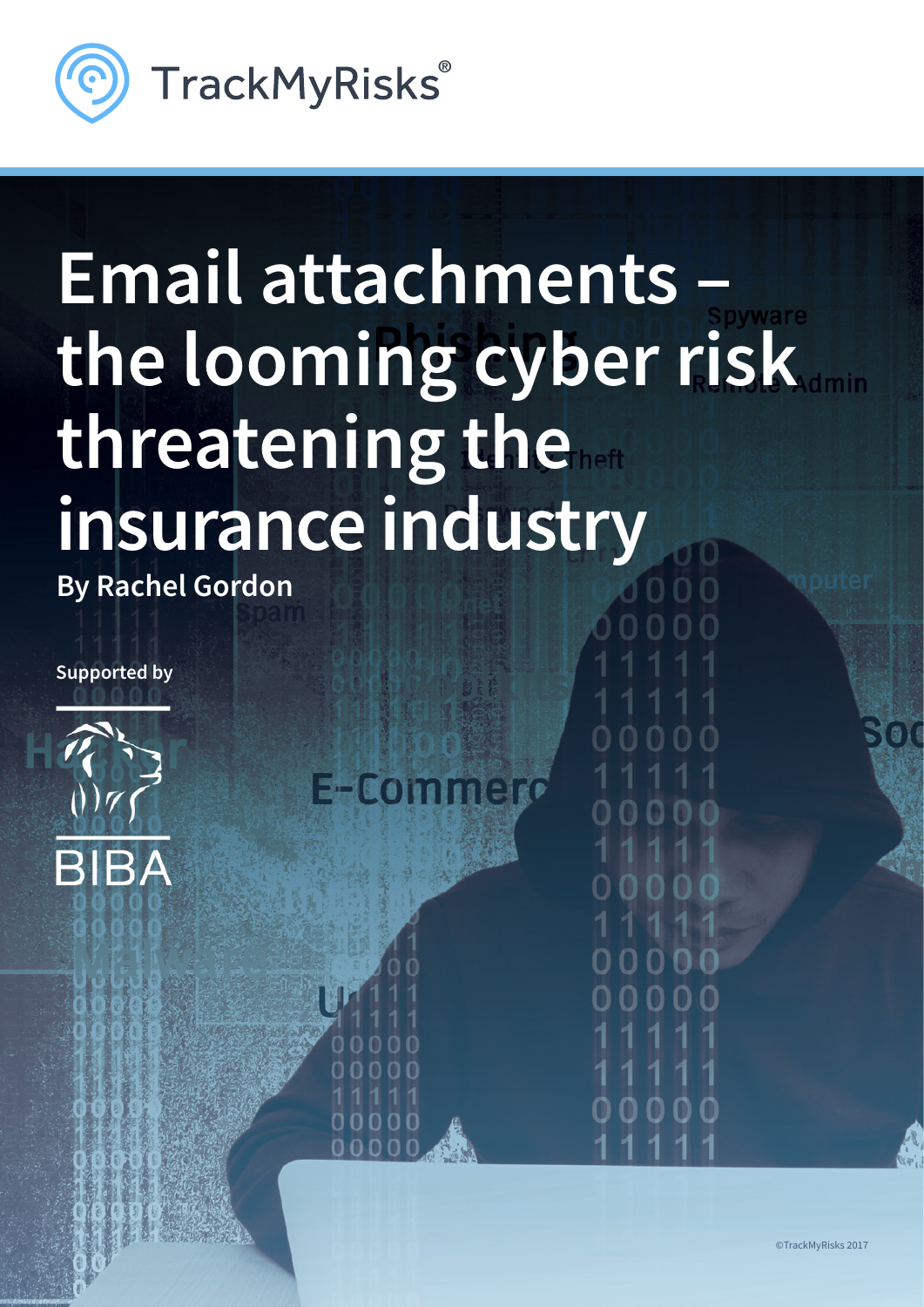TrackMyRisks®

# Email attachments – the looming cyber risk threatening the insurance industry

**By Rachel Gordon**

**Supported by**

BIBA

©TrackMyRisks 2017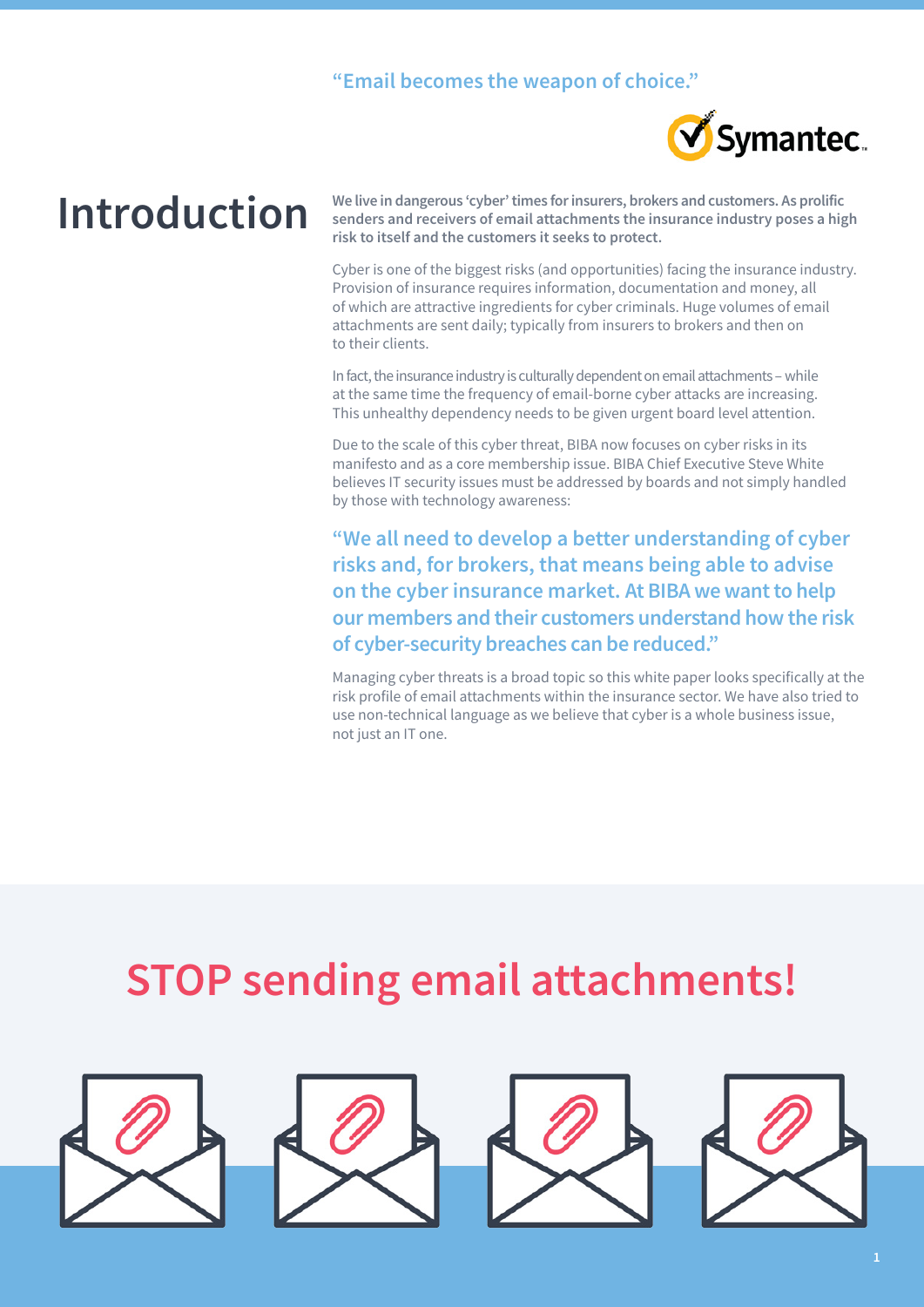"Email becomes the weapon of choice."

# Introduction

**We live in dangerous 'cyber' times for insurers, brokers and customers. As prolific senders and receivers of email attachments the insurance industry poses a high risk to itself and the customers it seeks to protect.**

Cyber is one of the biggest risks (and opportunities) facing the insurance industry. Provision of insurance requires information, documentation and money, all of which are attractive ingredients for cyber criminals. Huge volumes of email attachments are sent daily; typically from insurers to brokers and then on to their clients.

In fact, the insurance industry is culturally dependent on email attachments – while at the same time the frequency of email-borne cyber attacks are increasing. This unhealthy dependency needs to be given urgent board level attention.

Due to the scale of this cyber threat, BIBA now focuses on cyber risks in its manifesto and as a core membership issue. BIBA Chief Executive Steve White believes IT security issues must be addressed by boards and not simply handled by those with technology awareness:

> "We all need to develop a better understanding of cyber risks and, for brokers, that means being able to advise on the cyber insurance market. At BIBA we want to help our members and their customers understand how the risk of cyber-security breaches can be reduced."

Managing cyber threats is a broad topic so this white paper looks specifically at the risk profile of email attachments within the insurance sector. We have also tried to use non-technical language as we believe that cyber is a whole business issue, not just an IT one.

## STOP sending email attachments!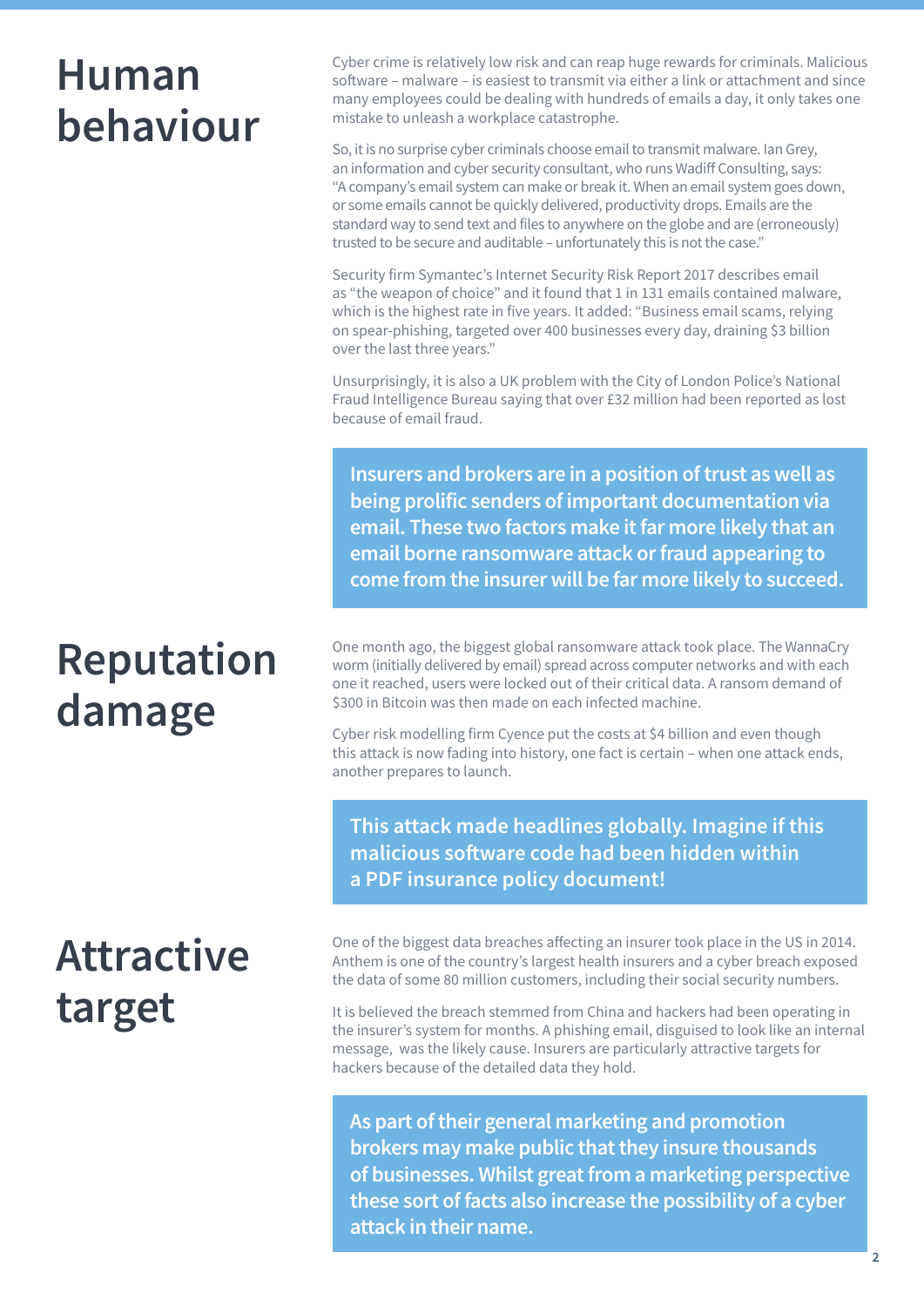# Human behaviour

Cyber crime is relatively low risk and can reap huge rewards for criminals. Malicious software – malware – is easiest to transmit via either a link or attachment and since many employees could be dealing with hundreds of emails a day, it only takes one mistake to unleash a workplace catastrophe.

So, it is no surprise cyber criminals choose email to transmit malware. Ian Grey, an information and cyber security consultant, who runs Wadiff Consulting, says: "A company's email system can make or break it. When an email system goes down, or some emails cannot be quickly delivered, productivity drops. Emails are the standard way to send text and files to anywhere on the globe and are (erroneously) trusted to be secure and auditable – unfortunately this is not the case."

Security firm Symantec's Internet Security Risk Report 2017 describes email as "the weapon of choice" and it found that 1 in 131 emails contained malware, which is the highest rate in five years. It added: "Business email scams, relying on spear-phishing, targeted over 400 businesses every day, draining $3 billion over the last three years."

Unsurprisingly, it is also a UK problem with the City of London Police's National Fraud Intelligence Bureau saying that over £32 million had been reported as lost because of email fraud.

**Insurers and brokers are in a position of trust as well as being prolific senders of important documentation via email. These two factors make it far more likely that an email borne ransomware attack or fraud appearing to come from the insurer will be far more likely to succeed.**

# Reputation damage

One month ago, the biggest global ransomware attack took place. The WannaCry worm (initially delivered by email) spread across computer networks and with each one it reached, users were locked out of their critical data. A ransom demand of $300 in Bitcoin was then made on each infected machine.

Cyber risk modelling firm Cyence put the costs at $4 billion and even though this attack is now fading into history, one fact is certain – when one attack ends, another prepares to launch.

**This attack made headlines globally. Imagine if this malicious software code had been hidden within a PDF insurance policy document!**

# Attractive target

One of the biggest data breaches affecting an insurer took place in the US in 2014. Anthem is one of the country's largest health insurers and a cyber breach exposed the data of some 80 million customers, including their social security numbers.

It is believed the breach stemmed from China and hackers had been operating in the insurer's system for months. A phishing email, disguised to look like an internal message, was the likely cause. Insurers are particularly attractive targets for hackers because of the detailed data they hold.

**As part of their general marketing and promotion brokers may make public that they insure thousands of businesses. Whilst great from a marketing perspective these sort of facts also increase the possibility of a cyber attack in their name.**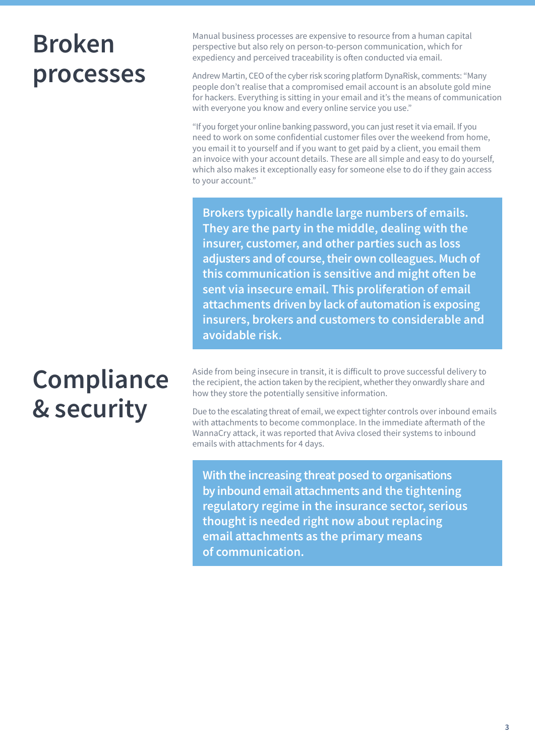# Broken processes

Manual business processes are expensive to resource from a human capital perspective but also rely on person-to-person communication, which for expediency and perceived traceability is often conducted via email.

Andrew Martin, CEO of the cyber risk scoring platform DynaRisk, comments: "Many people don't realise that a compromised email account is an absolute gold mine for hackers. Everything is sitting in your email and it's the means of communication with everyone you know and every online service you use."

"If you forget your online banking password, you can just reset it via email. If you need to work on some confidential customer files over the weekend from home, you email it to yourself and if you want to get paid by a client, you email them an invoice with your account details. These are all simple and easy to do yourself, which also makes it exceptionally easy for someone else to do if they gain access to your account."

**Brokers typically handle large numbers of emails. They are the party in the middle, dealing with the insurer, customer, and other parties such as loss adjusters and of course, their own colleagues. Much of this communication is sensitive and might often be sent via insecure email. This proliferation of email attachments driven by lack of automation is exposing insurers, brokers and customers to considerable and avoidable risk.**

# Compliance & security

Aside from being insecure in transit, it is difficult to prove successful delivery to the recipient, the action taken by the recipient, whether they onwardly share and how they store the potentially sensitive information.

Due to the escalating threat of email, we expect tighter controls over inbound emails with attachments to become commonplace. In the immediate aftermath of the WannaCry attack, it was reported that Aviva closed their systems to inbound emails with attachments for 4 days.

**With the increasing threat posed to organisations by inbound email attachments and the tightening regulatory regime in the insurance sector, serious thought is needed right now about replacing email attachments as the primary means of communication.**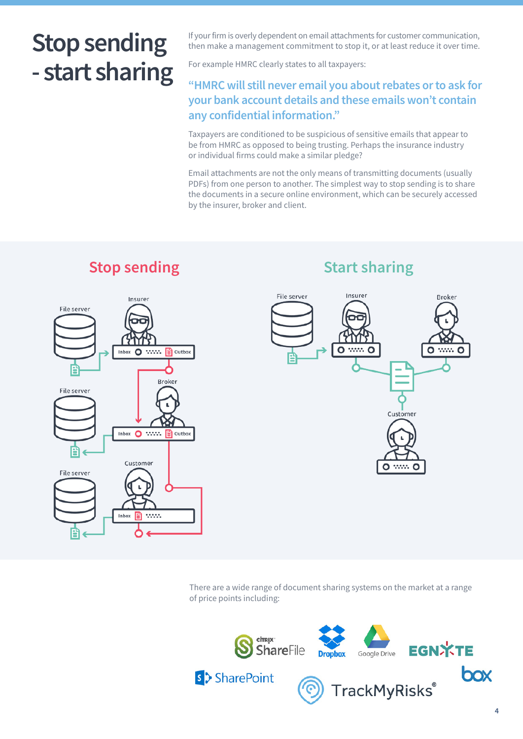# Stop sending - start sharing

If your firm is overly dependent on email attachments for customer communication, then make a management commitment to stop it, or at least reduce it over time.

For example HMRC clearly states to all taxpayers:

> **"HMRC will still never email you about rebates or to ask for your bank account details and these emails won't contain any confidential information."**

Taxpayers are conditioned to be suspicious of sensitive emails that appear to be from HMRC as opposed to being trusting. Perhaps the insurance industry or individual firms could make a similar pledge?

Email attachments are not the only means of transmitting documents (usually PDFs) from one person to another. The simplest way to stop sending is to share the documents in a secure online environment, which can be securely accessed by the insurer, broker and client.

## Stop sending

File server
Insurer
Inbox Outbox
Broker
File server
Inbox Outbox
Customer
File server
Inbox

## Start sharing

File server
Insurer
Broker
Customer

There are a wide range of document sharing systems on the market at a range of price points including:

Citrix ShareFile, Dropbox, Google Drive, Egnyte, SharePoint, TrackMyRisks, box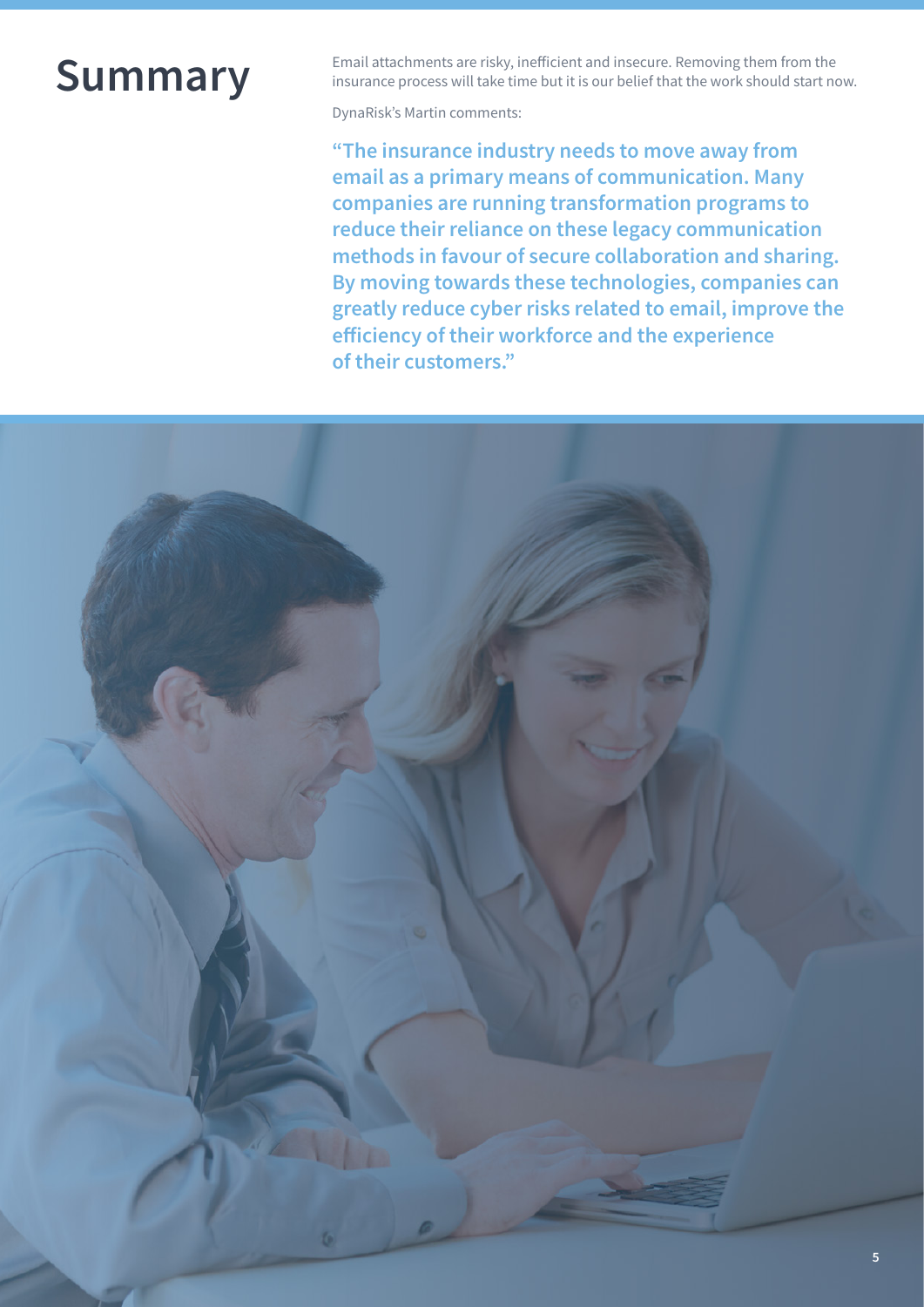# Summary

Email attachments are risky, inefficient and insecure. Removing them from the insurance process will take time but it is our belief that the work should start now.

DynaRisk's Martin comments:

**"The insurance industry needs to move away from email as a primary means of communication. Many companies are running transformation programs to reduce their reliance on these legacy communication methods in favour of secure collaboration and sharing. By moving towards these technologies, companies can greatly reduce cyber risks related to email, improve the efficiency of their workforce and the experience of their customers."**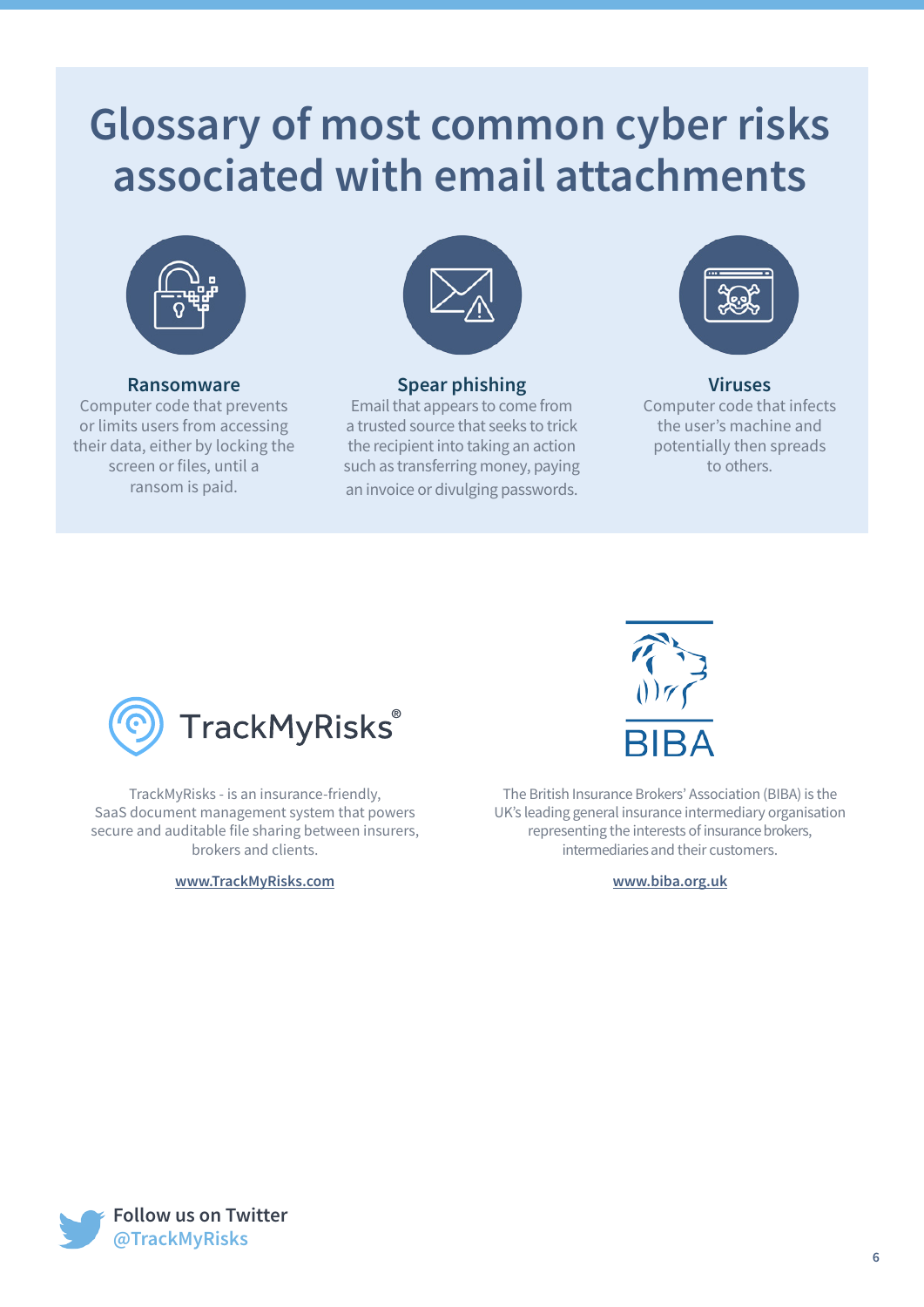# Glossary of most common cyber risks associated with email attachments

### Ransomware

Computer code that prevents or limits users from accessing their data, either by locking the screen or files, until a ransom is paid.

### Spear phishing

Email that appears to come from a trusted source that seeks to trick the recipient into taking an action such as transferring money, paying an invoice or divulging passwords.

### Viruses

Computer code that infects the user's machine and potentially then spreads to others.

TrackMyRisks®

TrackMyRisks - is an insurance-friendly, SaaS document management system that powers secure and auditable file sharing between insurers, brokers and clients.

www.TrackMyRisks.com

BIBA

The British Insurance Brokers' Association (BIBA) is the UK's leading general insurance intermediary organisation representing the interests of insurance brokers, intermediaries and their customers.

www.biba.org.uk

**Follow us on Twitter**
**@TrackMyRisks**